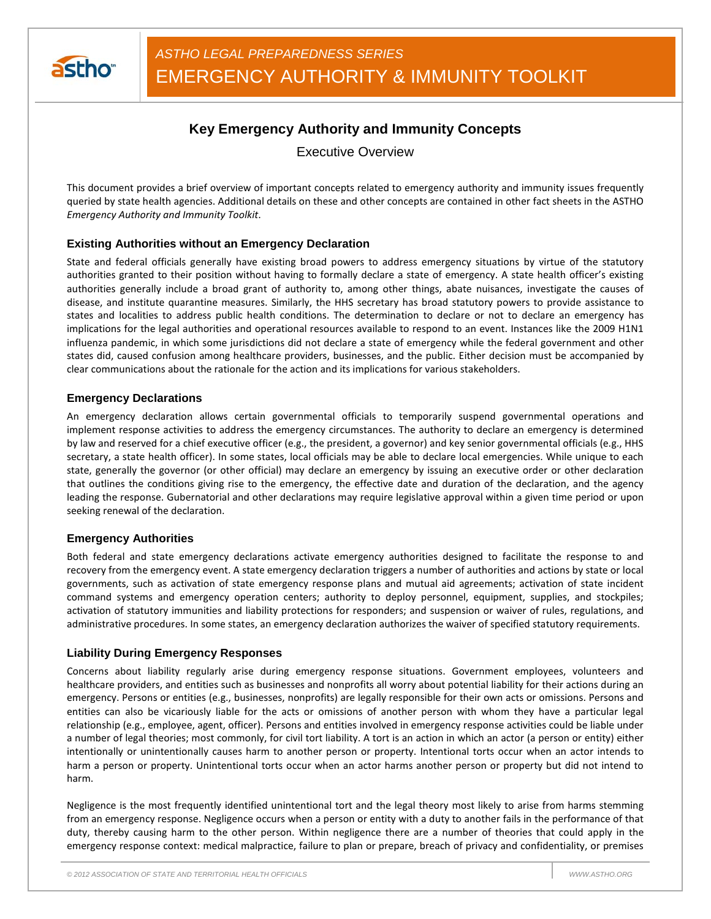*ASTHO LEGAL PREPAREDNESS SERIES*

EMERGENCY AUTHORITY & IMMUNITY TOOLKIT

# Key Emergency Authority and Immunity Concepts

Executive Overview

This document provides a brief overview of important concepts related to emergency authority and immunity issues frequently queried by state health agencies. Additional details on these and other concepts are contained in other fact sheets in the ASTHO *Emergency Authority and Immunity Toolkit*.

## Existing Authorities without an Emergency Declaration

State and federal officials generally have existing broad powers to address emergency situations by virtue of the statutory authorities granted to their position without having to formally declare a state of emergency. A state health officer's existing authorities generally include a broad grant of authority to, among other things, abate nuisances, investigate the causes of disease, and institute quarantine measures. Similarly, the HHS secretary has broad statutory powers to provide assistance to states and localities to address public health conditions. The determination to declare or not to declare an emergency has implications for the legal authorities and operational resources available to respond to an event. Instances like the 2009 H1N1 influenza pandemic, in which some jurisdictions did not declare a state of emergency while the federal government and other states did, caused confusion among healthcare providers, businesses, and the public. Either decision must be accompanied by clear communications about the rationale for the action and its implications for various stakeholders.

## Emergency Declarations

An emergency declaration allows certain governmental officials to temporarily suspend governmental operations and implement response activities to address the emergency circumstances. The authority to declare an emergency is determined by law and reserved for a chief executive officer (e.g., the president, a governor) and key senior governmental officials (e.g., HHS secretary, a state health officer). In some states, local officials may be able to declare local emergencies. While unique to each state, generally the governor (or other official) may declare an emergency by issuing an executive order or other declaration that outlines the conditions giving rise to the emergency, the effective date and duration of the declaration, and the agency leading the response. Gubernatorial and other declarations may require legislative approval within a given time period or upon seeking renewal of the declaration.

## Emergency Authorities

Both federal and state emergency declarations activate emergency authorities designed to facilitate the response to and recovery from the emergency event. A state emergency declaration triggers a number of authorities and actions by state or local governments, such as activation of state emergency response plans and mutual aid agreements; activation of state incident command systems and emergency operation centers; authority to deploy personnel, equipment, supplies, and stockpiles; activation of statutory immunities and liability protections for responders; and suspension or waiver of rules, regulations, and administrative procedures. In some states, an emergency declaration authorizes the waiver of specified statutory requirements.

## Liability During Emergency Responses

Concerns about liability regularly arise during emergency response situations. Government employees, volunteers and healthcare providers, and entities such as businesses and nonprofits all worry about potential liability for their actions during an emergency. Persons or entities (e.g., businesses, nonprofits) are legally responsible for their own acts or omissions. Persons and entities can also be vicariously liable for the acts or omissions of another person with whom they have a particular legal relationship (e.g., employee, agent, officer). Persons and entities involved in emergency response activities could be liable under a number of legal theories; most commonly, for civil tort liability. A tort is an action in which an actor (a person or entity) either intentionally or unintentionally causes harm to another person or property. Intentional torts occur when an actor intends to harm a person or property. Unintentional torts occur when an actor harms another person or property but did not intend to harm.

Negligence is the most frequently identified unintentional tort and the legal theory most likely to arise from harms stemming from an emergency response. Negligence occurs when a person or entity with a duty to another fails in the performance of that duty, thereby causing harm to the other person. Within negligence there are a number of theories that could apply in the emergency response context: medical malpractice, failure to plan or prepare, breach of privacy and confidentiality, or premises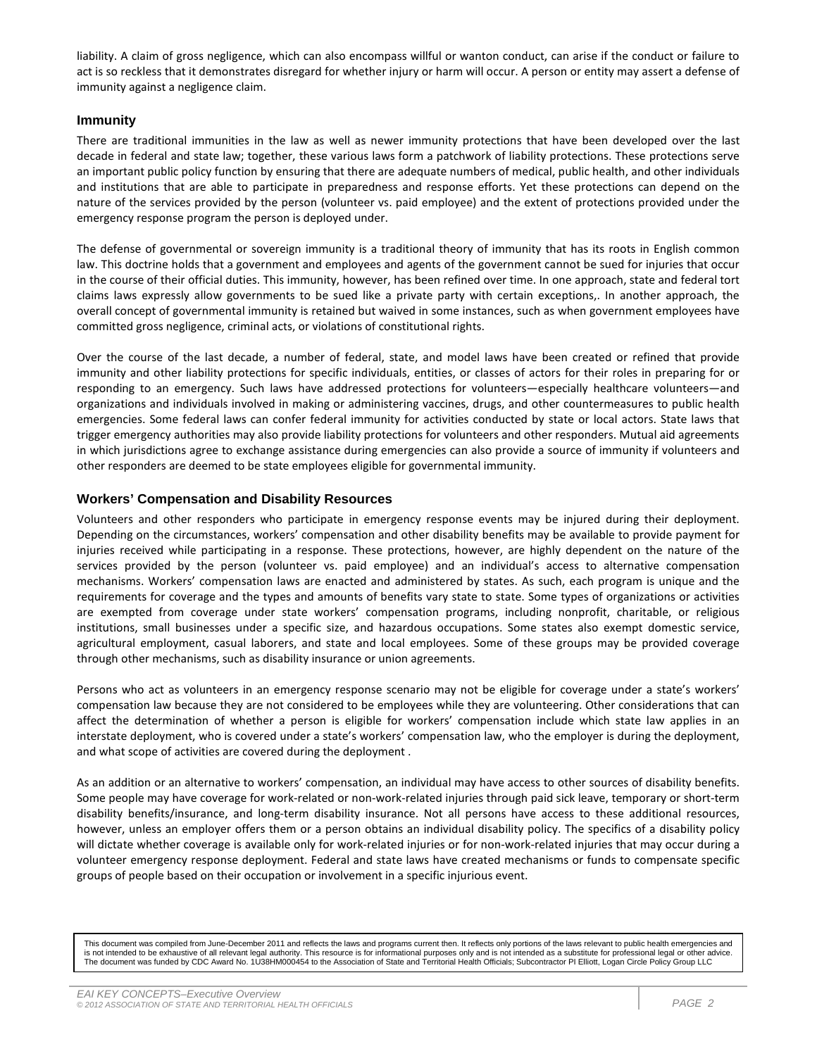liability. A claim of gross negligence, which can also encompass willful or wanton conduct, can arise if the conduct or failure to act is so reckless that it demonstrates disregard for whether injury or harm will occur. A person or entity may assert a defense of immunity against a negligence claim.

### Immunity

There are traditional immunities in the law as well as newer immunity protections that have been developed over the last decade in federal and state law; together, these various laws form a patchwork of liability protections. These protections serve an important public policy function by ensuring that there are adequate numbers of medical, public health, and other individuals and institutions that are able to participate in preparedness and response efforts. Yet these protections can depend on the nature of the services provided by the person (volunteer vs. paid employee) and the extent of protections provided under the emergency response program the person is deployed under.

The defense of governmental or sovereign immunity is a traditional theory of immunity that has its roots in English common law. This doctrine holds that a government and employees and agents of the government cannot be sued for injuries that occur in the course of their official duties. This immunity, however, has been refined over time. In one approach, state and federal tort claims laws expressly allow governments to be sued like a private party with certain exceptions,. In another approach, the overall concept of governmental immunity is retained but waived in some instances, such as when government employees have committed gross negligence, criminal acts, or violations of constitutional rights.

Over the course of the last decade, a number of federal, state, and model laws have been created or refined that provide immunity and other liability protections for specific individuals, entities, or classes of actors for their roles in preparing for or responding to an emergency. Such laws have addressed protections for volunteers—especially healthcare volunteers—and organizations and individuals involved in making or administering vaccines, drugs, and other countermeasures to public health emergencies. Some federal laws can confer federal immunity for activities conducted by state or local actors. State laws that trigger emergency authorities may also provide liability protections for volunteers and other responders. Mutual aid agreements in which jurisdictions agree to exchange assistance during emergencies can also provide a source of immunity if volunteers and other responders are deemed to be state employees eligible for governmental immunity.

### Workers' Compensation and Disability Resources

Volunteers and other responders who participate in emergency response events may be injured during their deployment. Depending on the circumstances, workers' compensation and other disability benefits may be available to provide payment for injuries received while participating in a response. These protections, however, are highly dependent on the nature of the services provided by the person (volunteer vs. paid employee) and an individual's access to alternative compensation mechanisms. Workers' compensation laws are enacted and administered by states. As such, each program is unique and the requirements for coverage and the types and amounts of benefits vary state to state. Some types of organizations or activities are exempted from coverage under state workers' compensation programs, including nonprofit, charitable, or religious institutions, small businesses under a specific size, and hazardous occupations. Some states also exempt domestic service, agricultural employment, casual laborers, and state and local employees. Some of these groups may be provided coverage through other mechanisms, such as disability insurance or union agreements.

Persons who act as volunteers in an emergency response scenario may not be eligible for coverage under a state's workers' compensation law because they are not considered to be employees while they are volunteering. Other considerations that can affect the determination of whether a person is eligible for workers' compensation include which state law applies in an interstate deployment, who is covered under a state's workers' compensation law, who the employer is during the deployment, and what scope of activities are covered during the deployment .

As an addition or an alternative to workers' compensation, an individual may have access to other sources of disability benefits. Some people may have coverage for work-related or non-work-related injuries through paid sick leave, temporary or short-term disability benefits/insurance, and long-term disability insurance. Not all persons have access to these additional resources, however, unless an employer offers them or a person obtains an individual disability policy. The specifics of a disability policy will dictate whether coverage is available only for work-related injuries or for non-work-related injuries that may occur during a volunteer emergency response deployment. Federal and state laws have created mechanisms or funds to compensate specific groups of people based on their occupation or involvement in a specific injurious event.

This document was compiled from June-December 2011 and reflects the laws and programs current then. It reflects only portions of the laws relevant to public health emergencies and is not intended to be exhaustive of all relevant legal authority. This resource is for informational purposes only and is not intended as a substitute for professional legal or other advice. The document was funded by CDC Award No. 1U38HM000454 to the Association of State and Territorial Health Officials; Subcontractor PI Elliott, Logan Circle Policy Group LLC